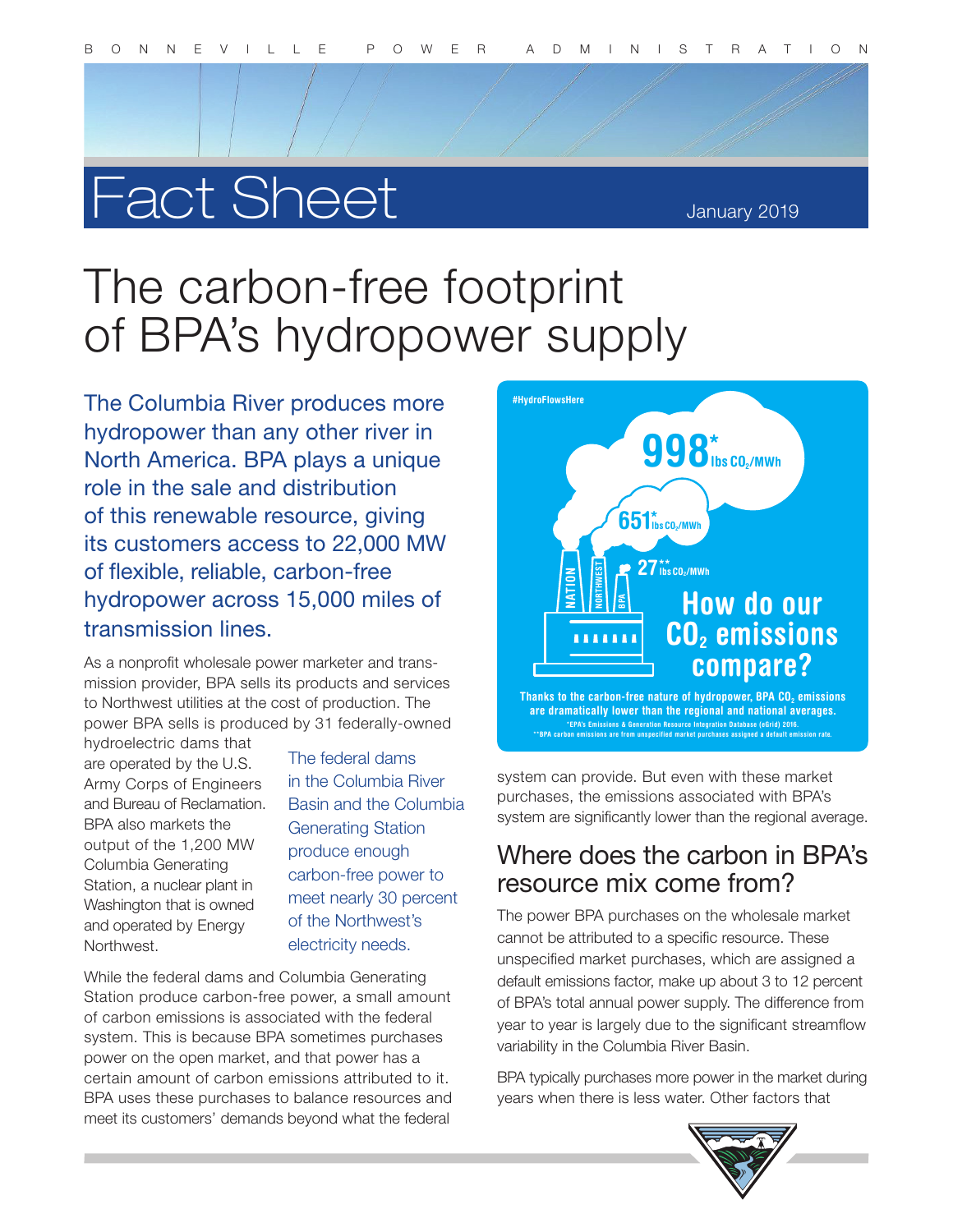# Fact Sheet

January 2019

# The carbon-free footprint of BPA's hydropower supply

The Columbia River produces more hydropower than any other river in North America. BPA plays a unique role in the sale and distribution of this renewable resource, giving its customers access to 22,000 MW of flexible, reliable, carbon-free hydropower across 15,000 miles of transmission lines.

As a nonprofit wholesale power marketer and transmission provider, BPA sells its products and services to Northwest utilities at the cost of production. The power BPA sells is produced by 31 federally-owned hydroelectric dams that are operated by the U.S. Army Corps of Engineers and Bureau of Reclamation. BPA also markets the output of the 1,200 MW Columbia Generating Station, a nuclear plant in Washington that is owned and operated by Energy Northwest.

The federal dams in the Columbia River Basin and the Columbia Generating Station produce enough carbon-free power to meet nearly 30 percent of the Northwest's electricity needs.

While the federal dams and Columbia Generating Station produce carbon-free power, a small amount of carbon emissions is associated with the federal system. This is because BPA sometimes purchases power on the open market, and that power has a certain amount of carbon emissions attributed to it. BPA uses these purchases to balance resources and meet its customers' demands beyond what the federal system can provide. But even with these market purchases, the emissions associated with BPA's system are significantly lower than the regional average.

#HydroFlowsHere

**How do our $CO_2$ emissions compare?**

- NATION: 998* lbs $CO_2$/MWh
- NORTHWEST: 651* lbs $CO_2$/MWh
- BPA: 27** lbs $CO_2$/MWh

Thanks to the carbon-free nature of hydropower, BPA $CO_2$ emissions are dramatically lower than the regional and national averages.

*EPA's Emissions & Generation Resource Integration Database (eGrid) 2016.
**BPA carbon emissions are from unspecified market purchases assigned a default emission rate.

## Where does the carbon in BPA's resource mix come from?

The power BPA purchases on the wholesale market cannot be attributed to a specific resource. These unspecified market purchases, which are assigned a default emissions factor, make up about 3 to 12 percent of BPA's total annual power supply. The difference from year to year is largely due to the significant streamflow variability in the Columbia River Basin.

BPA typically purchases more power in the market during years when there is less water. Other factors that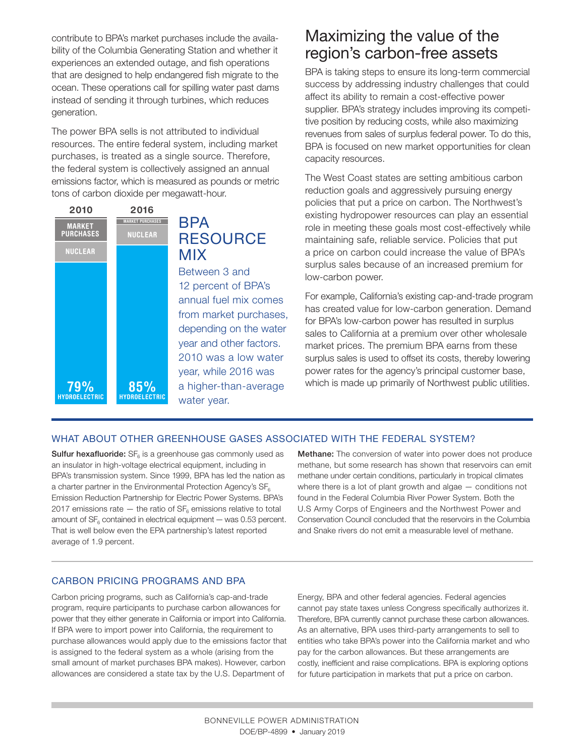contribute to BPA's market purchases include the availability of the Columbia Generating Station and whether it experiences an extended outage, and fish operations that are designed to help endangered fish migrate to the ocean. These operations call for spilling water past dams instead of sending it through turbines, which reduces generation.

The power BPA sells is not attributed to individual resources. The entire federal system, including market purchases, is treated as a single source. Therefore, the federal system is collectively assigned an annual emissions factor, which is measured as pounds or metric tons of carbon dioxide per megawatt-hour.

2010

MARKET PURCHASES

NUCLEAR

79% HYDROELECTRIC

2016

MARKET PURCHASES

NUCLEAR

85% HYDROELECTRIC

## BPA RESOURCE MIX

Between 3 and 12 percent of BPA's annual fuel mix comes from market purchases, depending on the water year and other factors. 2010 was a low water year, while 2016 was a higher-than-average water year.

# Maximizing the value of the region's carbon-free assets

BPA is taking steps to ensure its long-term commercial success by addressing industry challenges that could affect its ability to remain a cost-effective power supplier. BPA's strategy includes improving its competitive position by reducing costs, while also maximizing revenues from sales of surplus federal power. To do this, BPA is focused on new market opportunities for clean capacity resources.

The West Coast states are setting ambitious carbon reduction goals and aggressively pursuing energy policies that put a price on carbon. The Northwest's existing hydropower resources can play an essential role in meeting these goals most cost-effectively while maintaining safe, reliable service. Policies that put a price on carbon could increase the value of BPA's surplus sales because of an increased premium for low-carbon power.

For example, California's existing cap-and-trade program has created value for low-carbon generation. Demand for BPA's low-carbon power has resulted in surplus sales to California at a premium over other wholesale market prices. The premium BPA earns from these surplus sales is used to offset its costs, thereby lowering power rates for the agency's principal customer base, which is made up primarily of Northwest public utilities.

## WHAT ABOUT OTHER GREENHOUSE GASES ASSOCIATED WITH THE FEDERAL SYSTEM?

**Sulfur hexafluoride:** $SF_6$ is a greenhouse gas commonly used as an insulator in high-voltage electrical equipment, including in BPA's transmission system. Since 1999, BPA has led the nation as a charter partner in the Environmental Protection Agency's $SF_6$ Emission Reduction Partnership for Electric Power Systems. BPA's 2017 emissions rate — the ratio of $SF_6$ emissions relative to total amount of $SF_6$ contained in electrical equipment — was 0.53 percent. That is well below even the EPA partnership's latest reported average of 1.9 percent.

**Methane:** The conversion of water into power does not produce methane, but some research has shown that reservoirs can emit methane under certain conditions, particularly in tropical climates where there is a lot of plant growth and algae — conditions not found in the Federal Columbia River Power System. Both the U.S Army Corps of Engineers and the Northwest Power and Conservation Council concluded that the reservoirs in the Columbia and Snake rivers do not emit a measurable level of methane.

## CARBON PRICING PROGRAMS AND BPA

Carbon pricing programs, such as California's cap-and-trade program, require participants to purchase carbon allowances for power that they either generate in California or import into California. If BPA were to import power into California, the requirement to purchase allowances would apply due to the emissions factor that is assigned to the federal system as a whole (arising from the small amount of market purchases BPA makes). However, carbon allowances are considered a state tax by the U.S. Department of Energy, BPA and other federal agencies. Federal agencies cannot pay state taxes unless Congress specifically authorizes it. Therefore, BPA currently cannot purchase these carbon allowances. As an alternative, BPA uses third-party arrangements to sell to entities who take BPA's power into the California market and who pay for the carbon allowances. But these arrangements are costly, inefficient and raise complications. BPA is exploring options for future participation in markets that put a price on carbon.

BONNEVILLE POWER ADMINISTRATION
DOE/BP-4899 • January 2019